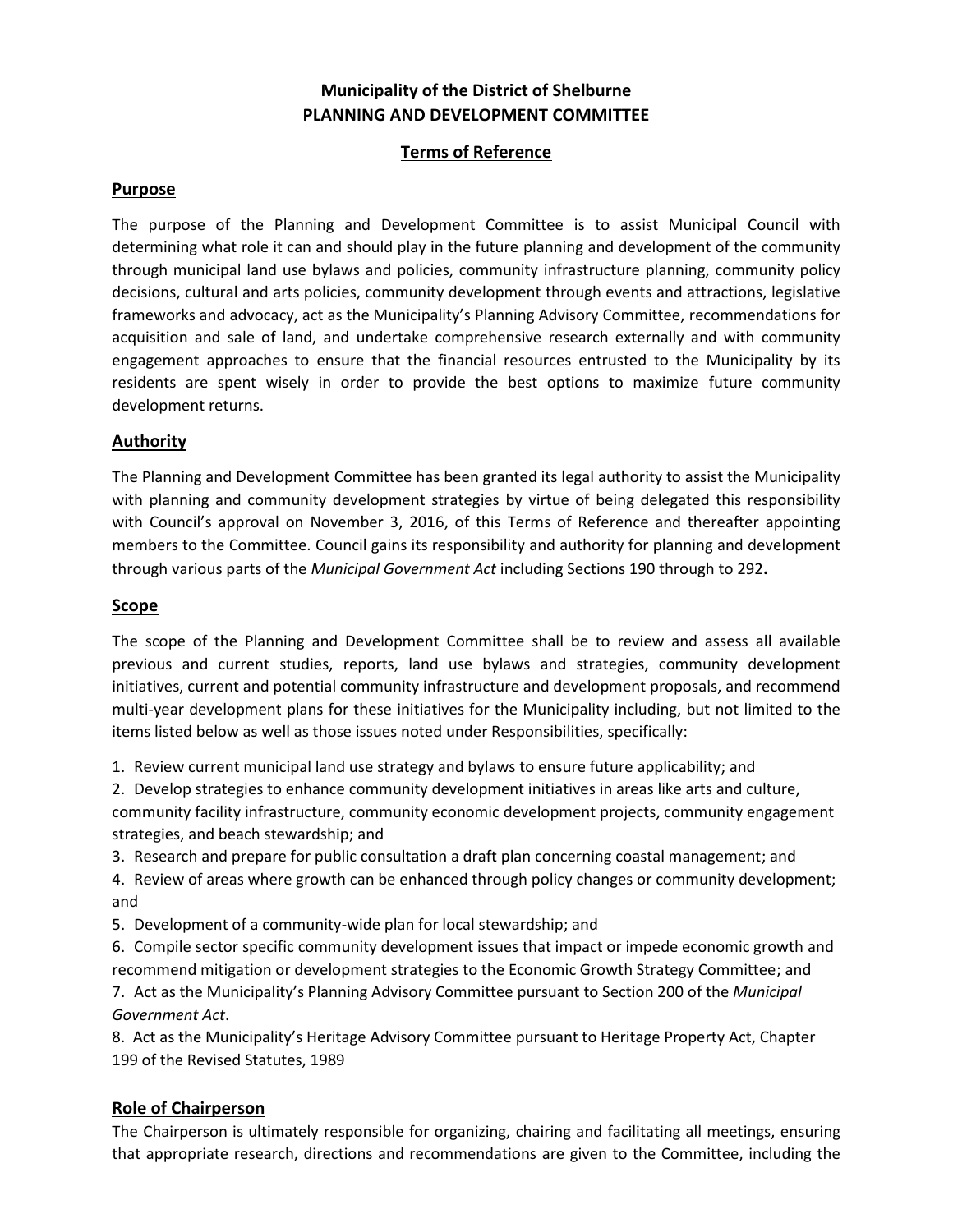# Municipality of the District of Shelburne
# PLANNING AND DEVELOPMENT COMMITTEE

## Terms of Reference

### Purpose

The purpose of the Planning and Development Committee is to assist Municipal Council with determining what role it can and should play in the future planning and development of the community through municipal land use bylaws and policies, community infrastructure planning, community policy decisions, cultural and arts policies, community development through events and attractions, legislative frameworks and advocacy, act as the Municipality's Planning Advisory Committee, recommendations for acquisition and sale of land, and undertake comprehensive research externally and with community engagement approaches to ensure that the financial resources entrusted to the Municipality by its residents are spent wisely in order to provide the best options to maximize future community development returns.

### Authority

The Planning and Development Committee has been granted its legal authority to assist the Municipality with planning and community development strategies by virtue of being delegated this responsibility with Council's approval on November 3, 2016, of this Terms of Reference and thereafter appointing members to the Committee. Council gains its responsibility and authority for planning and development through various parts of the *Municipal Government Act* including Sections 190 through to 292**.**

### Scope

The scope of the Planning and Development Committee shall be to review and assess all available previous and current studies, reports, land use bylaws and strategies, community development initiatives, current and potential community infrastructure and development proposals, and recommend multi-year development plans for these initiatives for the Municipality including, but not limited to the items listed below as well as those issues noted under Responsibilities, specifically:

1. Review current municipal land use strategy and bylaws to ensure future applicability; and
2. Develop strategies to enhance community development initiatives in areas like arts and culture, community facility infrastructure, community economic development projects, community engagement strategies, and beach stewardship; and
3. Research and prepare for public consultation a draft plan concerning coastal management; and
4. Review of areas where growth can be enhanced through policy changes or community development; and
5. Development of a community-wide plan for local stewardship; and
6. Compile sector specific community development issues that impact or impede economic growth and recommend mitigation or development strategies to the Economic Growth Strategy Committee; and
7. Act as the Municipality's Planning Advisory Committee pursuant to Section 200 of the *Municipal Government Act*.
8. Act as the Municipality's Heritage Advisory Committee pursuant to Heritage Property Act, Chapter 199 of the Revised Statutes, 1989

### Role of Chairperson

The Chairperson is ultimately responsible for organizing, chairing and facilitating all meetings, ensuring that appropriate research, directions and recommendations are given to the Committee, including the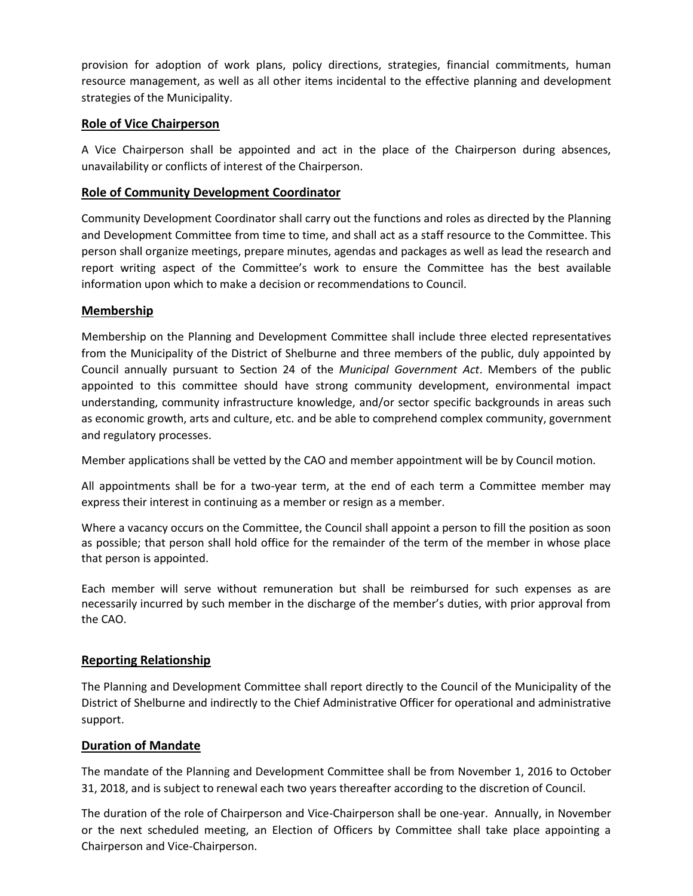provision for adoption of work plans, policy directions, strategies, financial commitments, human resource management, as well as all other items incidental to the effective planning and development strategies of the Municipality.

## Role of Vice Chairperson

A Vice Chairperson shall be appointed and act in the place of the Chairperson during absences, unavailability or conflicts of interest of the Chairperson.

## Role of Community Development Coordinator

Community Development Coordinator shall carry out the functions and roles as directed by the Planning and Development Committee from time to time, and shall act as a staff resource to the Committee. This person shall organize meetings, prepare minutes, agendas and packages as well as lead the research and report writing aspect of the Committee's work to ensure the Committee has the best available information upon which to make a decision or recommendations to Council.

## Membership

Membership on the Planning and Development Committee shall include three elected representatives from the Municipality of the District of Shelburne and three members of the public, duly appointed by Council annually pursuant to Section 24 of the *Municipal Government Act*. Members of the public appointed to this committee should have strong community development, environmental impact understanding, community infrastructure knowledge, and/or sector specific backgrounds in areas such as economic growth, arts and culture, etc. and be able to comprehend complex community, government and regulatory processes.

Member applications shall be vetted by the CAO and member appointment will be by Council motion.

All appointments shall be for a two-year term, at the end of each term a Committee member may express their interest in continuing as a member or resign as a member.

Where a vacancy occurs on the Committee, the Council shall appoint a person to fill the position as soon as possible; that person shall hold office for the remainder of the term of the member in whose place that person is appointed.

Each member will serve without remuneration but shall be reimbursed for such expenses as are necessarily incurred by such member in the discharge of the member's duties, with prior approval from the CAO.

## Reporting Relationship

The Planning and Development Committee shall report directly to the Council of the Municipality of the District of Shelburne and indirectly to the Chief Administrative Officer for operational and administrative support.

## Duration of Mandate

The mandate of the Planning and Development Committee shall be from November 1, 2016 to October 31, 2018, and is subject to renewal each two years thereafter according to the discretion of Council.

The duration of the role of Chairperson and Vice-Chairperson shall be one-year. Annually, in November or the next scheduled meeting, an Election of Officers by Committee shall take place appointing a Chairperson and Vice-Chairperson.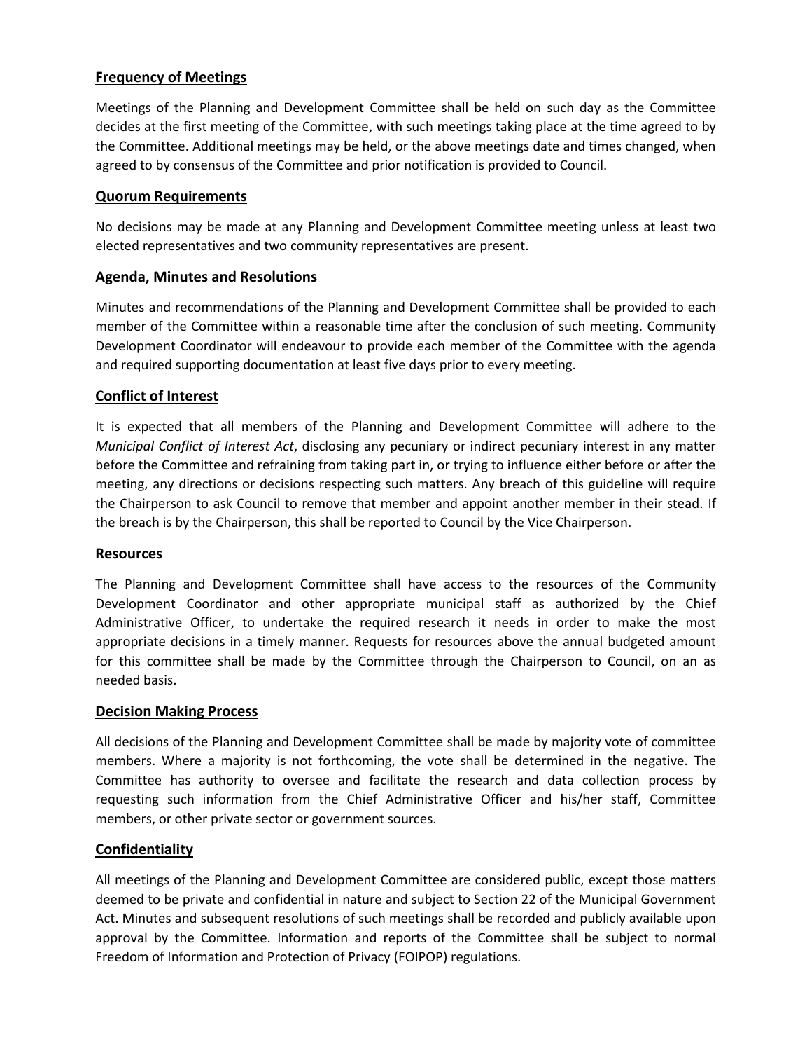## Frequency of Meetings

Meetings of the Planning and Development Committee shall be held on such day as the Committee decides at the first meeting of the Committee, with such meetings taking place at the time agreed to by the Committee. Additional meetings may be held, or the above meetings date and times changed, when agreed to by consensus of the Committee and prior notification is provided to Council.

## Quorum Requirements

No decisions may be made at any Planning and Development Committee meeting unless at least two elected representatives and two community representatives are present.

## Agenda, Minutes and Resolutions

Minutes and recommendations of the Planning and Development Committee shall be provided to each member of the Committee within a reasonable time after the conclusion of such meeting. Community Development Coordinator will endeavour to provide each member of the Committee with the agenda and required supporting documentation at least five days prior to every meeting.

## Conflict of Interest

It is expected that all members of the Planning and Development Committee will adhere to the *Municipal Conflict of Interest Act*, disclosing any pecuniary or indirect pecuniary interest in any matter before the Committee and refraining from taking part in, or trying to influence either before or after the meeting, any directions or decisions respecting such matters. Any breach of this guideline will require the Chairperson to ask Council to remove that member and appoint another member in their stead. If the breach is by the Chairperson, this shall be reported to Council by the Vice Chairperson.

## Resources

The Planning and Development Committee shall have access to the resources of the Community Development Coordinator and other appropriate municipal staff as authorized by the Chief Administrative Officer, to undertake the required research it needs in order to make the most appropriate decisions in a timely manner. Requests for resources above the annual budgeted amount for this committee shall be made by the Committee through the Chairperson to Council, on an as needed basis.

## Decision Making Process

All decisions of the Planning and Development Committee shall be made by majority vote of committee members. Where a majority is not forthcoming, the vote shall be determined in the negative. The Committee has authority to oversee and facilitate the research and data collection process by requesting such information from the Chief Administrative Officer and his/her staff, Committee members, or other private sector or government sources.

## Confidentiality

All meetings of the Planning and Development Committee are considered public, except those matters deemed to be private and confidential in nature and subject to Section 22 of the Municipal Government Act. Minutes and subsequent resolutions of such meetings shall be recorded and publicly available upon approval by the Committee. Information and reports of the Committee shall be subject to normal Freedom of Information and Protection of Privacy (FOIPOP) regulations.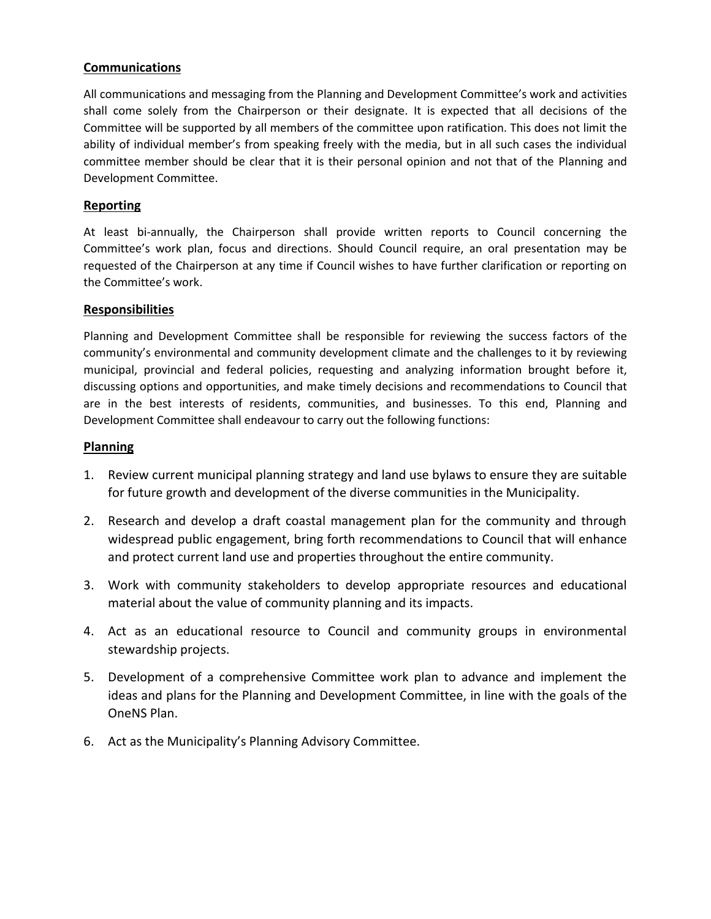## Communications

All communications and messaging from the Planning and Development Committee's work and activities shall come solely from the Chairperson or their designate. It is expected that all decisions of the Committee will be supported by all members of the committee upon ratification. This does not limit the ability of individual member's from speaking freely with the media, but in all such cases the individual committee member should be clear that it is their personal opinion and not that of the Planning and Development Committee.

## Reporting

At least bi-annually, the Chairperson shall provide written reports to Council concerning the Committee's work plan, focus and directions. Should Council require, an oral presentation may be requested of the Chairperson at any time if Council wishes to have further clarification or reporting on the Committee's work.

## Responsibilities

Planning and Development Committee shall be responsible for reviewing the success factors of the community's environmental and community development climate and the challenges to it by reviewing municipal, provincial and federal policies, requesting and analyzing information brought before it, discussing options and opportunities, and make timely decisions and recommendations to Council that are in the best interests of residents, communities, and businesses. To this end, Planning and Development Committee shall endeavour to carry out the following functions:

## Planning

1. Review current municipal planning strategy and land use bylaws to ensure they are suitable for future growth and development of the diverse communities in the Municipality.
2. Research and develop a draft coastal management plan for the community and through widespread public engagement, bring forth recommendations to Council that will enhance and protect current land use and properties throughout the entire community.
3. Work with community stakeholders to develop appropriate resources and educational material about the value of community planning and its impacts.
4. Act as an educational resource to Council and community groups in environmental stewardship projects.
5. Development of a comprehensive Committee work plan to advance and implement the ideas and plans for the Planning and Development Committee, in line with the goals of the OneNS Plan.
6. Act as the Municipality's Planning Advisory Committee.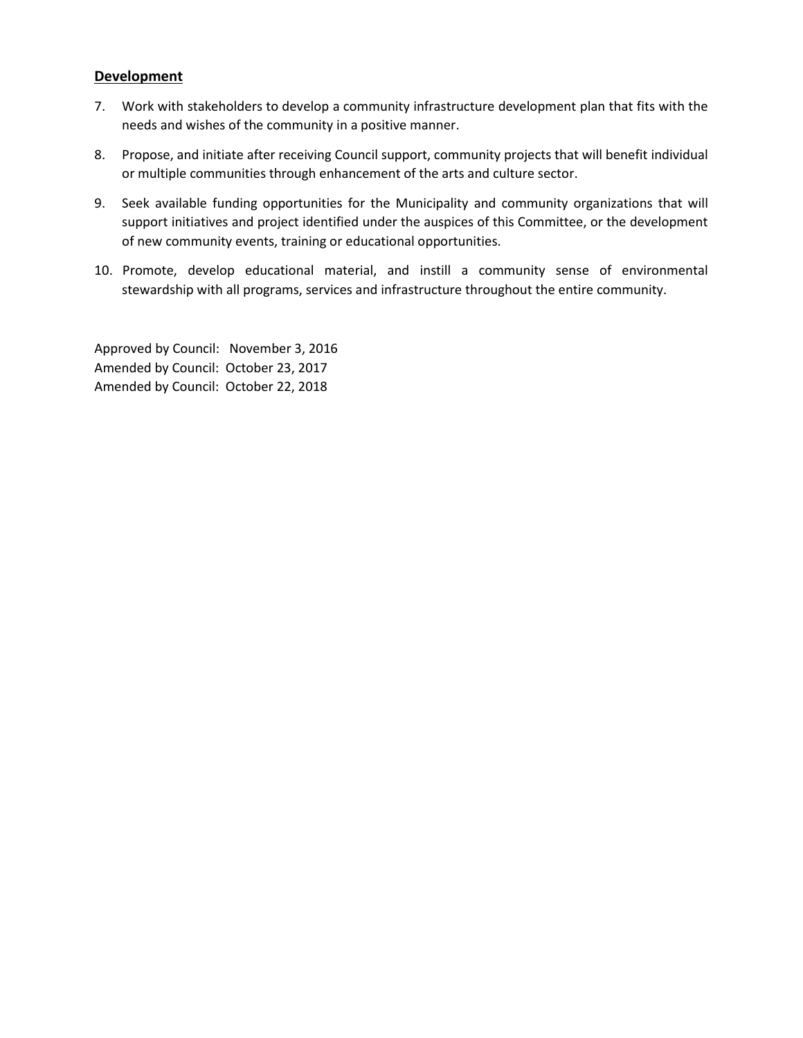## Development

7. Work with stakeholders to develop a community infrastructure development plan that fits with the needs and wishes of the community in a positive manner.

8. Propose, and initiate after receiving Council support, community projects that will benefit individual or multiple communities through enhancement of the arts and culture sector.

9. Seek available funding opportunities for the Municipality and community organizations that will support initiatives and project identified under the auspices of this Committee, or the development of new community events, training or educational opportunities.

10. Promote, develop educational material, and instill a community sense of environmental stewardship with all programs, services and infrastructure throughout the entire community.

Approved by Council: November 3, 2016
Amended by Council: October 23, 2017
Amended by Council: October 22, 2018